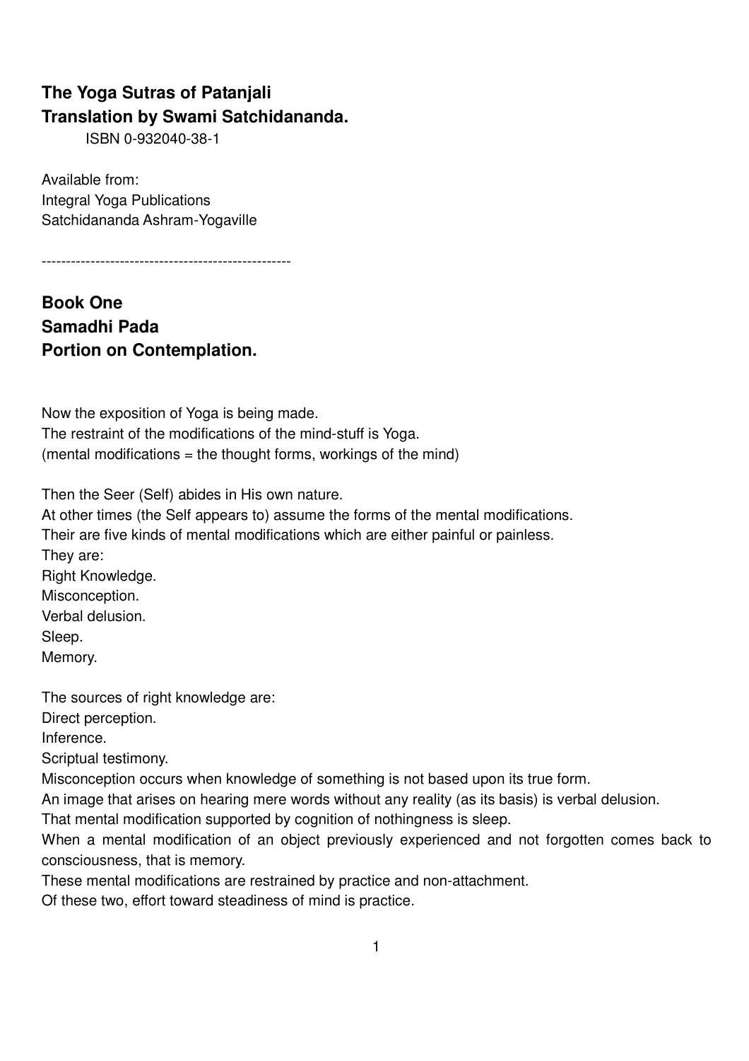**The Yoga Sutras of Patanjali**
**Translation by Swami Satchidananda.**
ISBN 0-932040-38-1

Available from:
Integral Yoga Publications
Satchidananda Ashram-Yogaville

---

## Book One
## Samadhi Pada
## Portion on Contemplation.

Now the exposition of Yoga is being made.
The restraint of the modifications of the mind-stuff is Yoga.
(mental modifications = the thought forms, workings of the mind)

Then the Seer (Self) abides in His own nature.
At other times (the Self appears to) assume the forms of the mental modifications.
Their are five kinds of mental modifications which are either painful or painless.
They are:
Right Knowledge.
Misconception.
Verbal delusion.
Sleep.
Memory.

The sources of right knowledge are:
Direct perception.
Inference.
Scriptual testimony.
Misconception occurs when knowledge of something is not based upon its true form.
An image that arises on hearing mere words without any reality (as its basis) is verbal delusion.
That mental modification supported by cognition of nothingness is sleep.
When a mental modification of an object previously experienced and not forgotten comes back to consciousness, that is memory.
These mental modifications are restrained by practice and non-attachment.
Of these two, effort toward steadiness of mind is practice.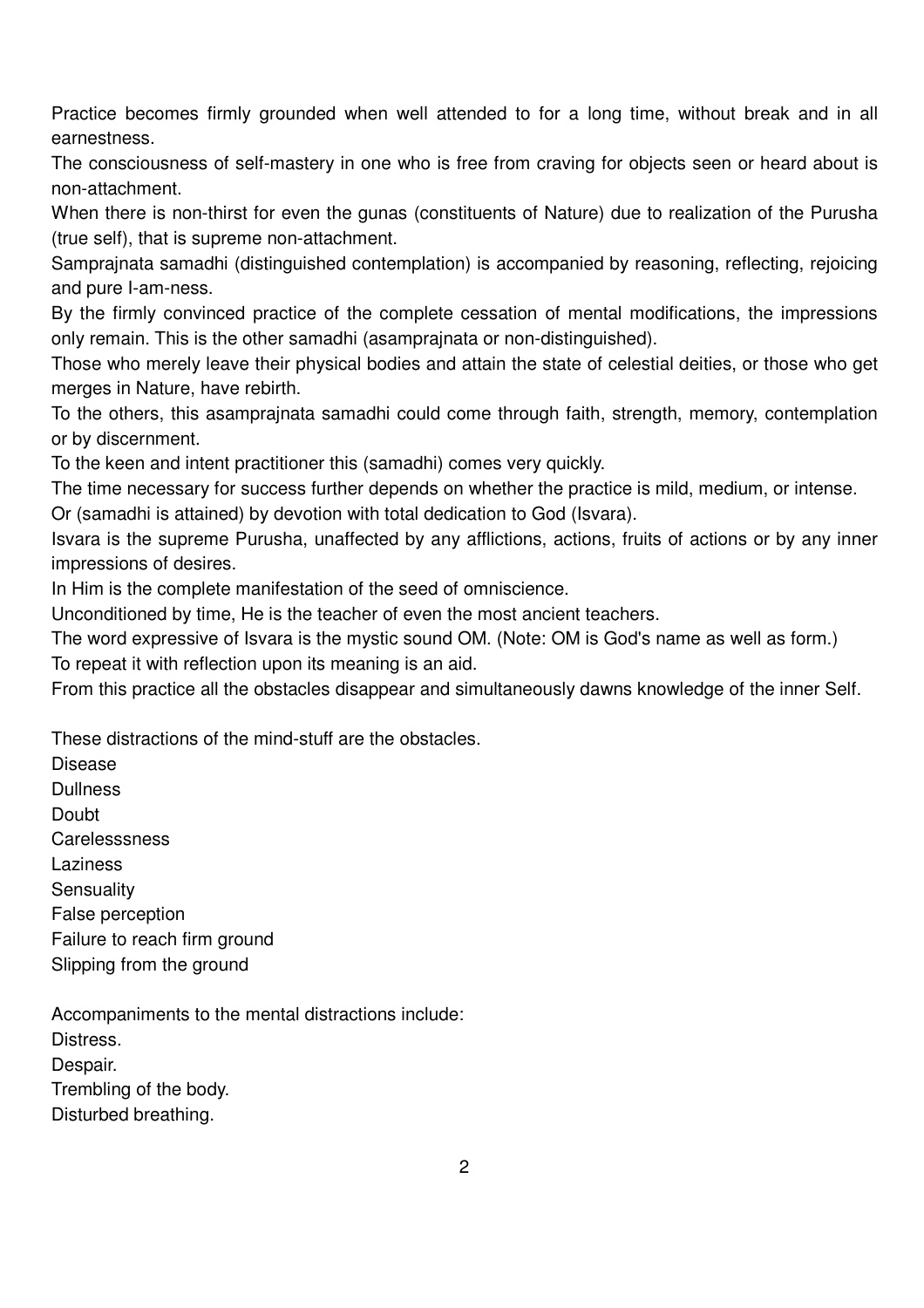Practice becomes firmly grounded when well attended to for a long time, without break and in all earnestness.

The consciousness of self-mastery in one who is free from craving for objects seen or heard about is non-attachment.

When there is non-thirst for even the gunas (constituents of Nature) due to realization of the Purusha (true self), that is supreme non-attachment.

Samprajnata samadhi (distinguished contemplation) is accompanied by reasoning, reflecting, rejoicing and pure I-am-ness.

By the firmly convinced practice of the complete cessation of mental modifications, the impressions only remain. This is the other samadhi (asamprajnata or non-distinguished).

Those who merely leave their physical bodies and attain the state of celestial deities, or those who get merges in Nature, have rebirth.

To the others, this asamprajnata samadhi could come through faith, strength, memory, contemplation or by discernment.

To the keen and intent practitioner this (samadhi) comes very quickly.

The time necessary for success further depends on whether the practice is mild, medium, or intense.

Or (samadhi is attained) by devotion with total dedication to God (Isvara).

Isvara is the supreme Purusha, unaffected by any afflictions, actions, fruits of actions or by any inner impressions of desires.

In Him is the complete manifestation of the seed of omniscience.

Unconditioned by time, He is the teacher of even the most ancient teachers.

The word expressive of Isvara is the mystic sound OM. (Note: OM is God's name as well as form.)

To repeat it with reflection upon its meaning is an aid.

From this practice all the obstacles disappear and simultaneously dawns knowledge of the inner Self.

These distractions of the mind-stuff are the obstacles.

Disease  
Dullness  
Doubt  
Carelesssness  
Laziness  
Sensuality  
False perception  
Failure to reach firm ground  
Slipping from the ground

Accompaniments to the mental distractions include:

Distress.  
Despair.  
Trembling of the body.  
Disturbed breathing.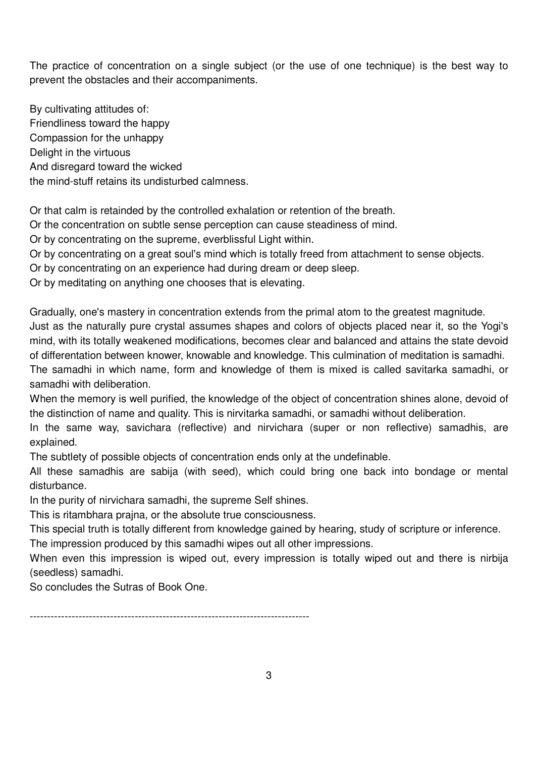The practice of concentration on a single subject (or the use of one technique) is the best way to prevent the obstacles and their accompaniments.

By cultivating attitudes of:
Friendliness toward the happy
Compassion for the unhappy
Delight in the virtuous
And disregard toward the wicked
the mind-stuff retains its undisturbed calmness.

Or that calm is retainded by the controlled exhalation or retention of the breath.
Or the concentration on subtle sense perception can cause steadiness of mind.
Or by concentrating on the supreme, everblissful Light within.
Or by concentrating on a great soul's mind which is totally freed from attachment to sense objects.
Or by concentrating on an experience had during dream or deep sleep.
Or by meditating on anything one chooses that is elevating.

Gradually, one's mastery in concentration extends from the primal atom to the greatest magnitude.
Just as the naturally pure crystal assumes shapes and colors of objects placed near it, so the Yogi's mind, with its totally weakened modifications, becomes clear and balanced and attains the state devoid of differentation between knower, knowable and knowledge. This culmination of meditation is samadhi.
The samadhi in which name, form and knowledge of them is mixed is called savitarka samadhi, or samadhi with deliberation.
When the memory is well purified, the knowledge of the object of concentration shines alone, devoid of the distinction of name and quality. This is nirvitarka samadhi, or samadhi without deliberation.
In the same way, savichara (reflective) and nirvichara (super or non reflective) samadhis, are explained.
The subtlety of possible objects of concentration ends only at the undefinable.
All these samadhis are sabija (with seed), which could bring one back into bondage or mental disturbance.
In the purity of nirvichara samadhi, the supreme Self shines.
This is ritambhara prajna, or the absolute true consciousness.
This special truth is totally different from knowledge gained by hearing, study of scripture or inference.
The impression produced by this samadhi wipes out all other impressions.
When even this impression is wiped out, every impression is totally wiped out and there is nirbija (seedless) samadhi.
So concludes the Sutras of Book One.

--------------------------------------------------------------------------------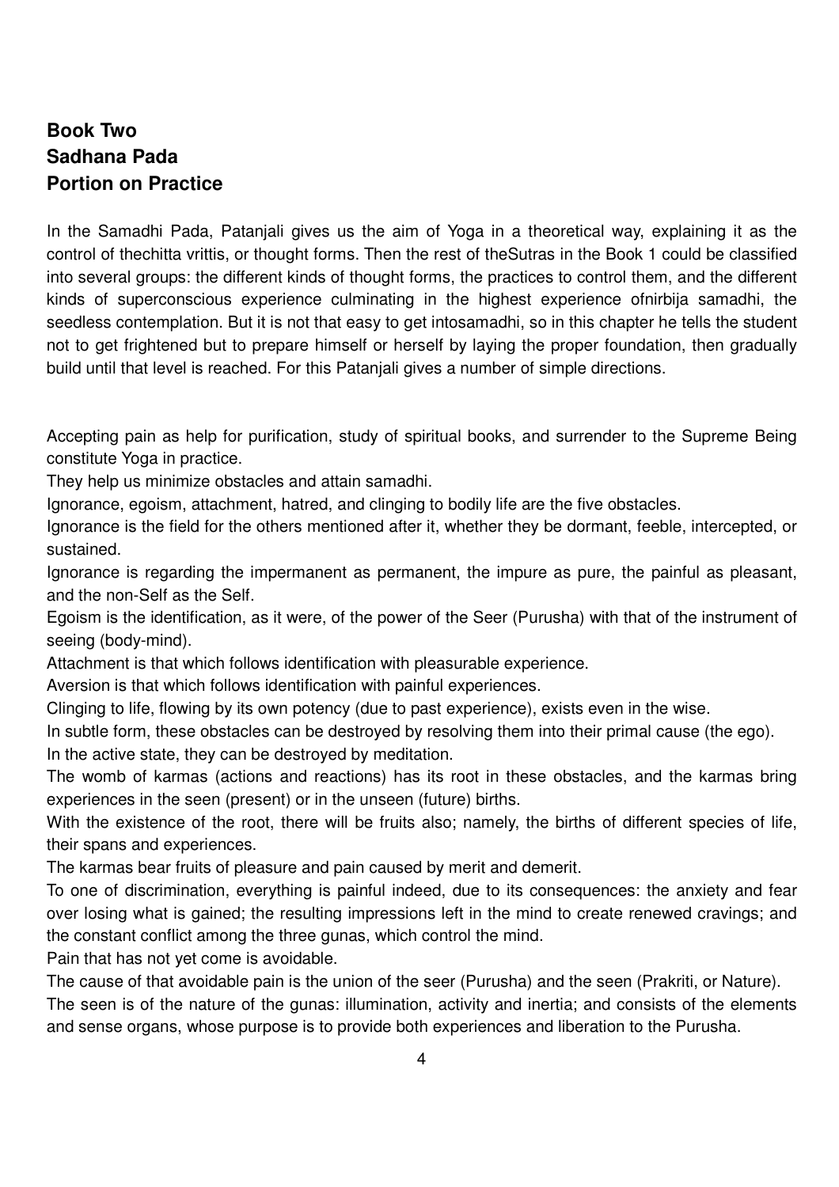## Book Two
## Sadhana Pada
## Portion on Practice

In the Samadhi Pada, Patanjali gives us the aim of Yoga in a theoretical way, explaining it as the control of thechitta vrittis, or thought forms. Then the rest of theSutras in the Book 1 could be classified into several groups: the different kinds of thought forms, the practices to control them, and the different kinds of superconscious experience culminating in the highest experience ofnirbija samadhi, the seedless contemplation. But it is not that easy to get intosamadhi, so in this chapter he tells the student not to get frightened but to prepare himself or herself by laying the proper foundation, then gradually build until that level is reached. For this Patanjali gives a number of simple directions.

Accepting pain as help for purification, study of spiritual books, and surrender to the Supreme Being constitute Yoga in practice.

They help us minimize obstacles and attain samadhi.

Ignorance, egoism, attachment, hatred, and clinging to bodily life are the five obstacles.

Ignorance is the field for the others mentioned after it, whether they be dormant, feeble, intercepted, or sustained.

Ignorance is regarding the impermanent as permanent, the impure as pure, the painful as pleasant, and the non-Self as the Self.

Egoism is the identification, as it were, of the power of the Seer (Purusha) with that of the instrument of seeing (body-mind).

Attachment is that which follows identification with pleasurable experience.

Aversion is that which follows identification with painful experiences.

Clinging to life, flowing by its own potency (due to past experience), exists even in the wise.

In subtle form, these obstacles can be destroyed by resolving them into their primal cause (the ego).

In the active state, they can be destroyed by meditation.

The womb of karmas (actions and reactions) has its root in these obstacles, and the karmas bring experiences in the seen (present) or in the unseen (future) births.

With the existence of the root, there will be fruits also; namely, the births of different species of life, their spans and experiences.

The karmas bear fruits of pleasure and pain caused by merit and demerit.

To one of discrimination, everything is painful indeed, due to its consequences: the anxiety and fear over losing what is gained; the resulting impressions left in the mind to create renewed cravings; and the constant conflict among the three gunas, which control the mind.

Pain that has not yet come is avoidable.

The cause of that avoidable pain is the union of the seer (Purusha) and the seen (Prakriti, or Nature).

The seen is of the nature of the gunas: illumination, activity and inertia; and consists of the elements and sense organs, whose purpose is to provide both experiences and liberation to the Purusha.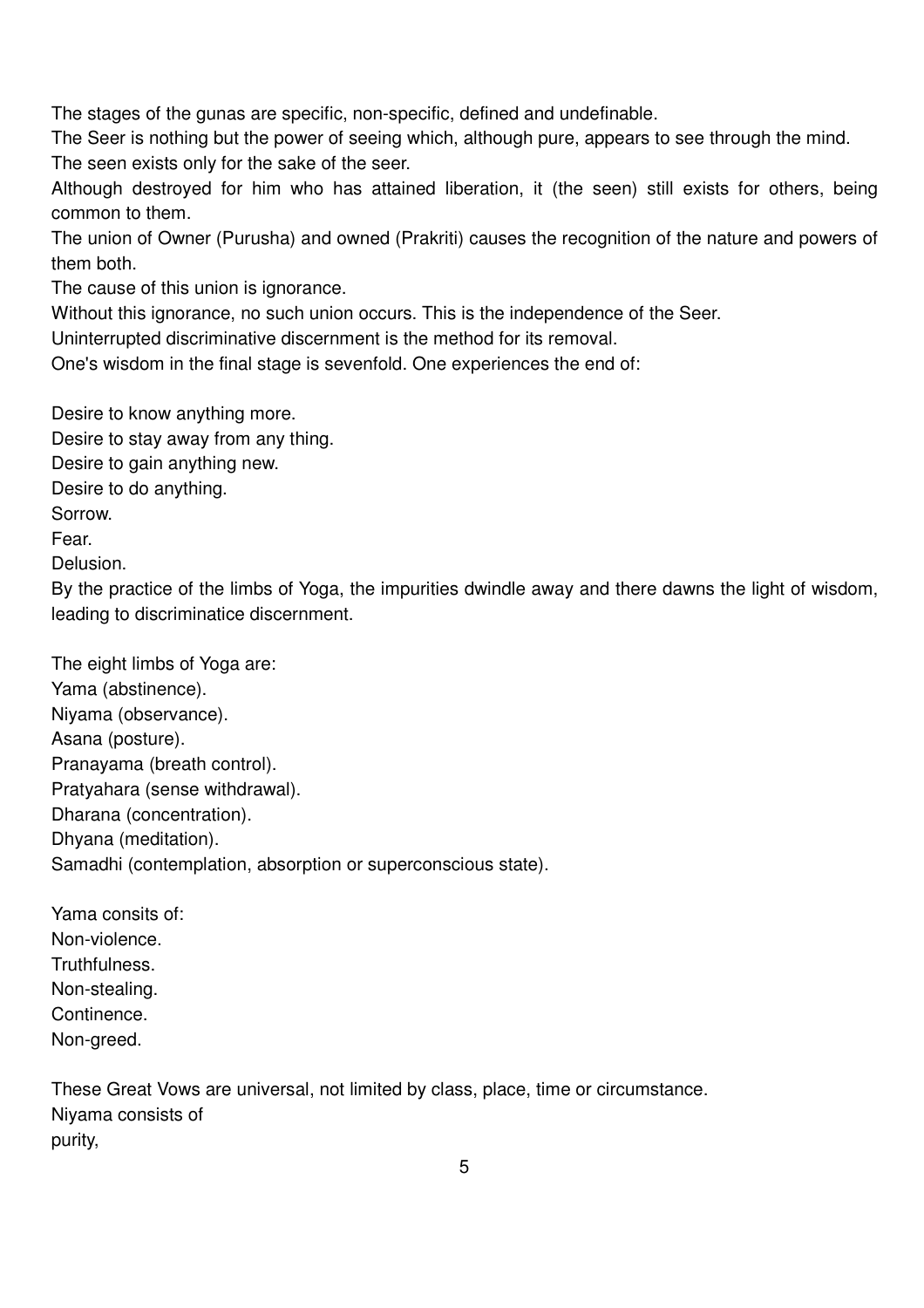The stages of the gunas are specific, non-specific, defined and undefinable.

The Seer is nothing but the power of seeing which, although pure, appears to see through the mind.

The seen exists only for the sake of the seer.

Although destroyed for him who has attained liberation, it (the seen) still exists for others, being common to them.

The union of Owner (Purusha) and owned (Prakriti) causes the recognition of the nature and powers of them both.

The cause of this union is ignorance.

Without this ignorance, no such union occurs. This is the independence of the Seer.

Uninterrupted discriminative discernment is the method for its removal.

One's wisdom in the final stage is sevenfold. One experiences the end of:

Desire to know anything more.
Desire to stay away from any thing.
Desire to gain anything new.
Desire to do anything.
Sorrow.
Fear.
Delusion.

By the practice of the limbs of Yoga, the impurities dwindle away and there dawns the light of wisdom, leading to discriminatice discernment.

The eight limbs of Yoga are:
Yama (abstinence).
Niyama (observance).
Asana (posture).
Pranayama (breath control).
Pratyahara (sense withdrawal).
Dharana (concentration).
Dhyana (meditation).
Samadhi (contemplation, absorption or superconscious state).

Yama consits of:
Non-violence.
Truthfulness.
Non-stealing.
Continence.
Non-greed.

These Great Vows are universal, not limited by class, place, time or circumstance.

Niyama consists of
purity,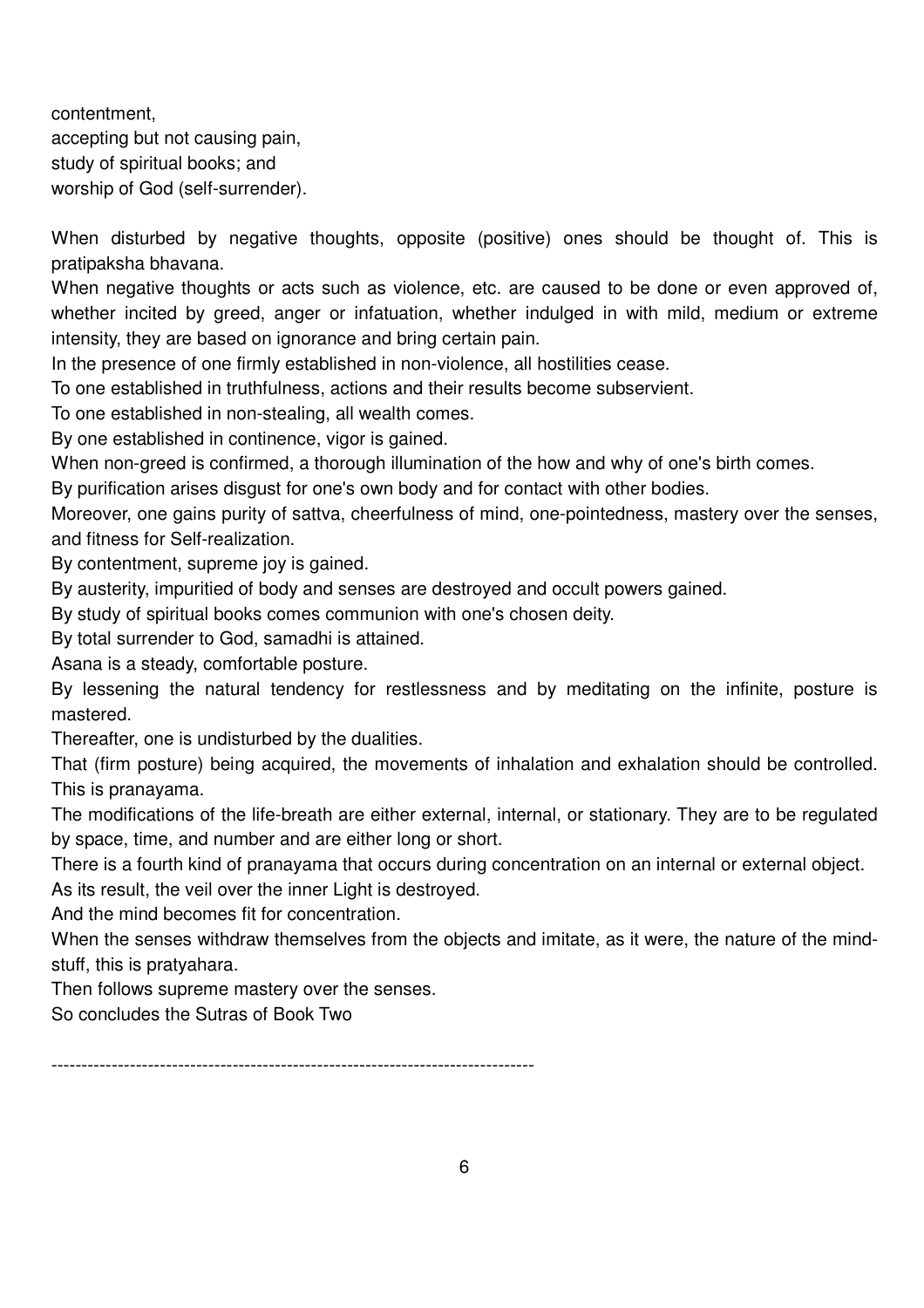contentment,
accepting but not causing pain,
study of spiritual books; and
worship of God (self-surrender).

When disturbed by negative thoughts, opposite (positive) ones should be thought of. This is pratipaksha bhavana.

When negative thoughts or acts such as violence, etc. are caused to be done or even approved of, whether incited by greed, anger or infatuation, whether indulged in with mild, medium or extreme intensity, they are based on ignorance and bring certain pain.

In the presence of one firmly established in non-violence, all hostilities cease.

To one established in truthfulness, actions and their results become subservient.

To one established in non-stealing, all wealth comes.

By one established in continence, vigor is gained.

When non-greed is confirmed, a thorough illumination of the how and why of one's birth comes.

By purification arises disgust for one's own body and for contact with other bodies.

Moreover, one gains purity of sattva, cheerfulness of mind, one-pointedness, mastery over the senses, and fitness for Self-realization.

By contentment, supreme joy is gained.

By austerity, impuritied of body and senses are destroyed and occult powers gained.

By study of spiritual books comes communion with one's chosen deity.

By total surrender to God, samadhi is attained.

Asana is a steady, comfortable posture.

By lessening the natural tendency for restlessness and by meditating on the infinite, posture is mastered.

Thereafter, one is undisturbed by the dualities.

That (firm posture) being acquired, the movements of inhalation and exhalation should be controlled. This is pranayama.

The modifications of the life-breath are either external, internal, or stationary. They are to be regulated by space, time, and number and are either long or short.

There is a fourth kind of pranayama that occurs during concentration on an internal or external object.

As its result, the veil over the inner Light is destroyed.

And the mind becomes fit for concentration.

When the senses withdraw themselves from the objects and imitate, as it were, the nature of the mind-stuff, this is pratyahara.

Then follows supreme mastery over the senses.

So concludes the Sutras of Book Two

--------------------------------------------------------------------------------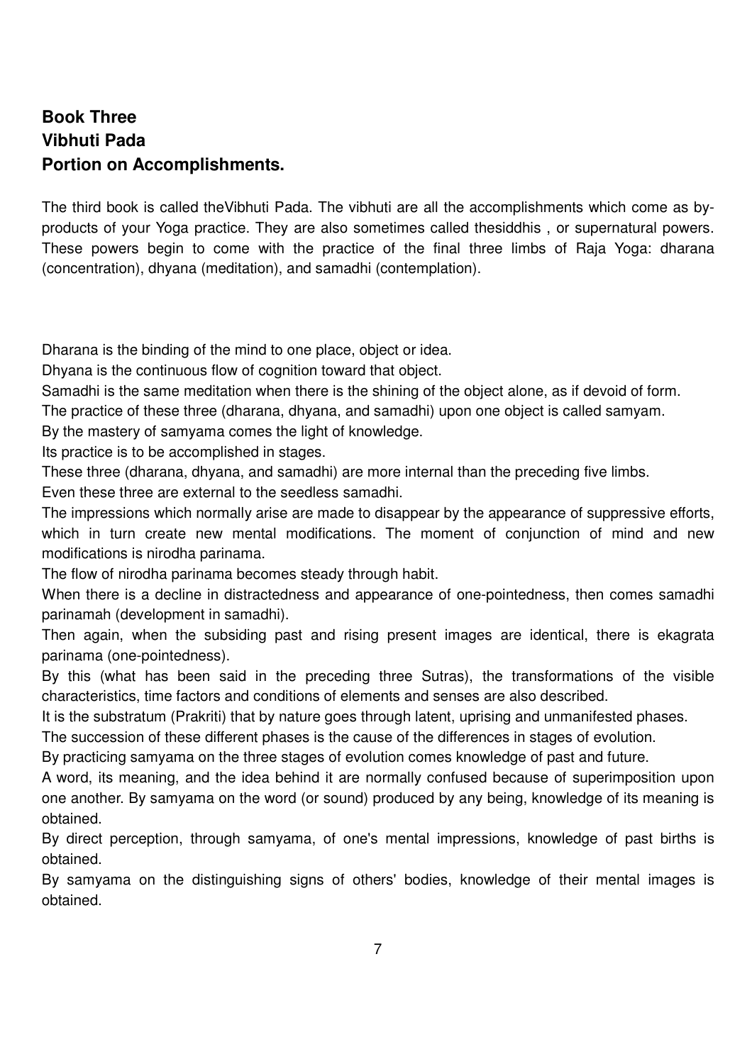**Book Three**
**Vibhuti Pada**
**Portion on Accomplishments.**

The third book is called theVibhuti Pada. The vibhuti are all the accomplishments which come as by-products of your Yoga practice. They are also sometimes called thesiddhis , or supernatural powers. These powers begin to come with the practice of the final three limbs of Raja Yoga: dharana (concentration), dhyana (meditation), and samadhi (contemplation).

Dharana is the binding of the mind to one place, object or idea.

Dhyana is the continuous flow of cognition toward that object.

Samadhi is the same meditation when there is the shining of the object alone, as if devoid of form.

The practice of these three (dharana, dhyana, and samadhi) upon one object is called samyam.

By the mastery of samyama comes the light of knowledge.

Its practice is to be accomplished in stages.

These three (dharana, dhyana, and samadhi) are more internal than the preceding five limbs.

Even these three are external to the seedless samadhi.

The impressions which normally arise are made to disappear by the appearance of suppressive efforts, which in turn create new mental modifications. The moment of conjunction of mind and new modifications is nirodha parinama.

The flow of nirodha parinama becomes steady through habit.

When there is a decline in distractedness and appearance of one-pointedness, then comes samadhi parinamah (development in samadhi).

Then again, when the subsiding past and rising present images are identical, there is ekagrata parinama (one-pointedness).

By this (what has been said in the preceding three Sutras), the transformations of the visible characteristics, time factors and conditions of elements and senses are also described.

It is the substratum (Prakriti) that by nature goes through latent, uprising and unmanifested phases.

The succession of these different phases is the cause of the differences in stages of evolution.

By practicing samyama on the three stages of evolution comes knowledge of past and future.

A word, its meaning, and the idea behind it are normally confused because of superimposition upon one another. By samyama on the word (or sound) produced by any being, knowledge of its meaning is obtained.

By direct perception, through samyama, of one's mental impressions, knowledge of past births is obtained.

By samyama on the distinguishing signs of others' bodies, knowledge of their mental images is obtained.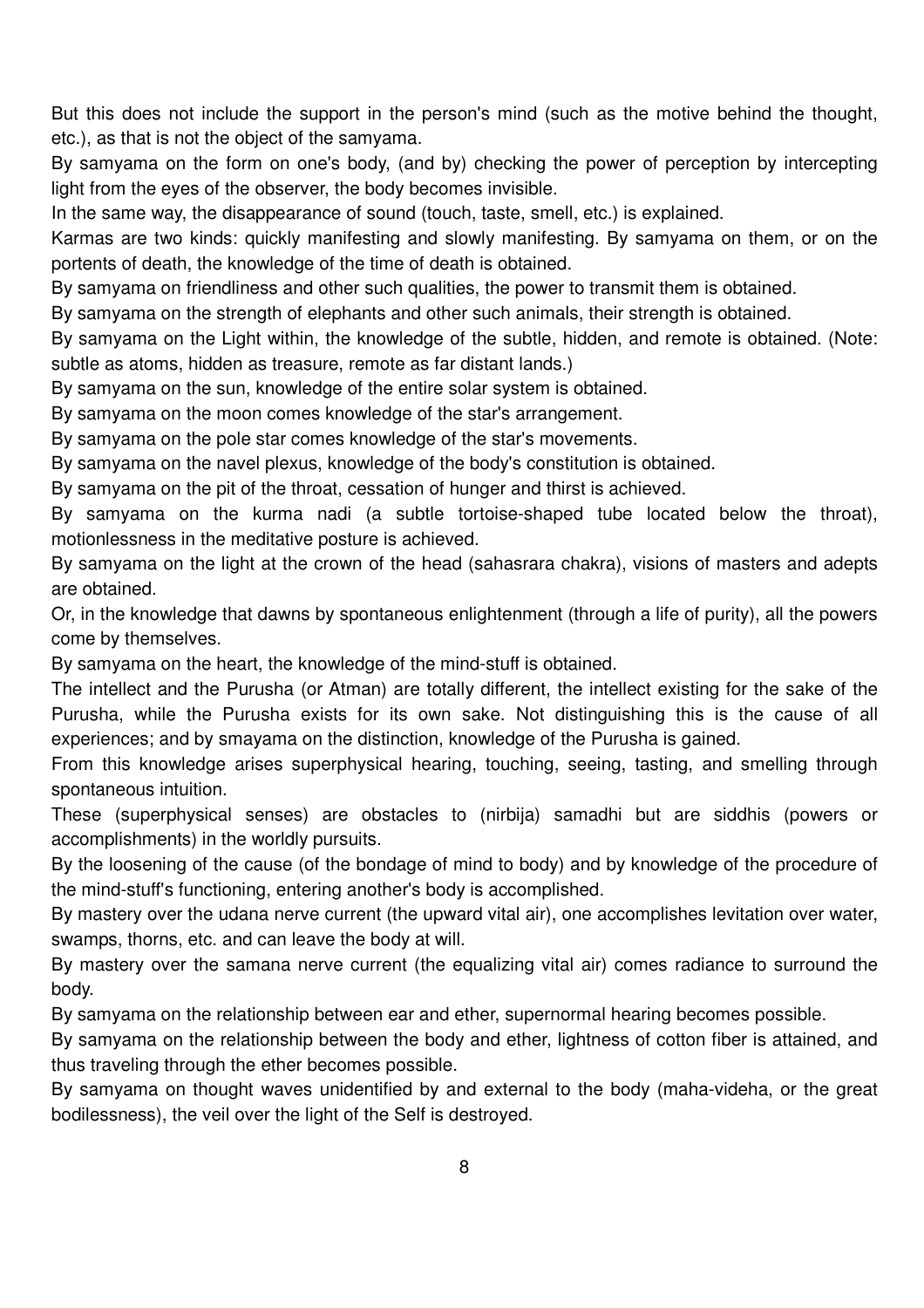But this does not include the support in the person's mind (such as the motive behind the thought, etc.), as that is not the object of the samyama.

By samyama on the form on one's body, (and by) checking the power of perception by intercepting light from the eyes of the observer, the body becomes invisible.

In the same way, the disappearance of sound (touch, taste, smell, etc.) is explained.

Karmas are two kinds: quickly manifesting and slowly manifesting. By samyama on them, or on the portents of death, the knowledge of the time of death is obtained.

By samyama on friendliness and other such qualities, the power to transmit them is obtained.

By samyama on the strength of elephants and other such animals, their strength is obtained.

By samyama on the Light within, the knowledge of the subtle, hidden, and remote is obtained. (Note: subtle as atoms, hidden as treasure, remote as far distant lands.)

By samyama on the sun, knowledge of the entire solar system is obtained.

By samyama on the moon comes knowledge of the star's arrangement.

By samyama on the pole star comes knowledge of the star's movements.

By samyama on the navel plexus, knowledge of the body's constitution is obtained.

By samyama on the pit of the throat, cessation of hunger and thirst is achieved.

By samyama on the kurma nadi (a subtle tortoise-shaped tube located below the throat), motionlessness in the meditative posture is achieved.

By samyama on the light at the crown of the head (sahasrara chakra), visions of masters and adepts are obtained.

Or, in the knowledge that dawns by spontaneous enlightenment (through a life of purity), all the powers come by themselves.

By samyama on the heart, the knowledge of the mind-stuff is obtained.

The intellect and the Purusha (or Atman) are totally different, the intellect existing for the sake of the Purusha, while the Purusha exists for its own sake. Not distinguishing this is the cause of all experiences; and by smayama on the distinction, knowledge of the Purusha is gained.

From this knowledge arises superphysical hearing, touching, seeing, tasting, and smelling through spontaneous intuition.

These (superphysical senses) are obstacles to (nirbija) samadhi but are siddhis (powers or accomplishments) in the worldly pursuits.

By the loosening of the cause (of the bondage of mind to body) and by knowledge of the procedure of the mind-stuff's functioning, entering another's body is accomplished.

By mastery over the udana nerve current (the upward vital air), one accomplishes levitation over water, swamps, thorns, etc. and can leave the body at will.

By mastery over the samana nerve current (the equalizing vital air) comes radiance to surround the body.

By samyama on the relationship between ear and ether, supernormal hearing becomes possible.

By samyama on the relationship between the body and ether, lightness of cotton fiber is attained, and thus traveling through the ether becomes possible.

By samyama on thought waves unidentified by and external to the body (maha-videha, or the great bodilessness), the veil over the light of the Self is destroyed.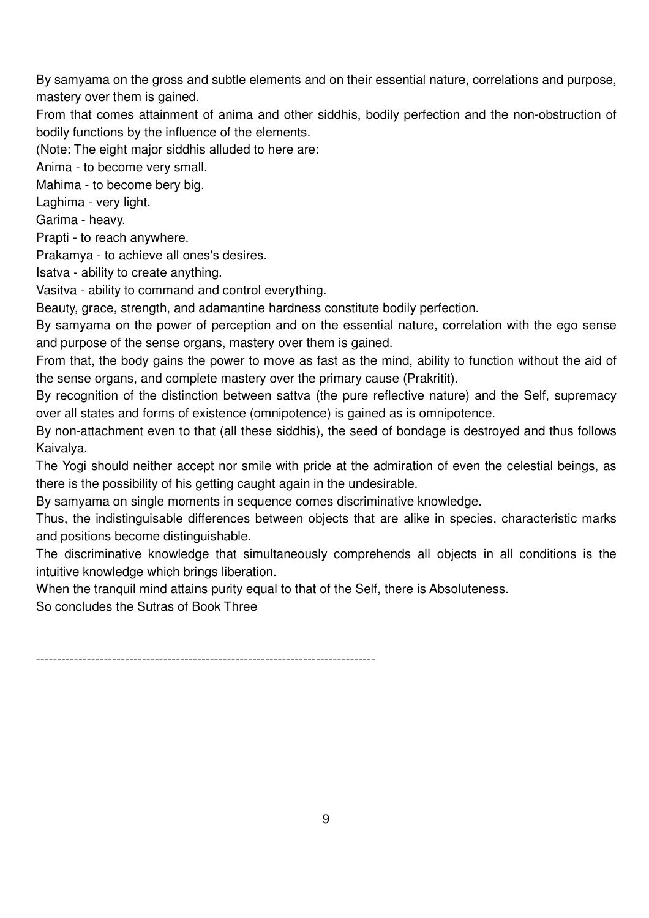By samyama on the gross and subtle elements and on their essential nature, correlations and purpose, mastery over them is gained.

From that comes attainment of anima and other siddhis, bodily perfection and the non-obstruction of bodily functions by the influence of the elements.

(Note: The eight major siddhis alluded to here are:

Anima - to become very small.

Mahima - to become bery big.

Laghima - very light.

Garima - heavy.

Prapti - to reach anywhere.

Prakamya - to achieve all ones's desires.

Isatva - ability to create anything.

Vasitva - ability to command and control everything.

Beauty, grace, strength, and adamantine hardness constitute bodily perfection.

By samyama on the power of perception and on the essential nature, correlation with the ego sense and purpose of the sense organs, mastery over them is gained.

From that, the body gains the power to move as fast as the mind, ability to function without the aid of the sense organs, and complete mastery over the primary cause (Prakritit).

By recognition of the distinction between sattva (the pure reflective nature) and the Self, supremacy over all states and forms of existence (omnipotence) is gained as is omnipotence.

By non-attachment even to that (all these siddhis), the seed of bondage is destroyed and thus follows Kaivalya.

The Yogi should neither accept nor smile with pride at the admiration of even the celestial beings, as there is the possibility of his getting caught again in the undesirable.

By samyama on single moments in sequence comes discriminative knowledge.

Thus, the indistinguisable differences between objects that are alike in species, characteristic marks and positions become distinguishable.

The discriminative knowledge that simultaneously comprehends all objects in all conditions is the intuitive knowledge which brings liberation.

When the tranquil mind attains purity equal to that of the Self, there is Absoluteness.

So concludes the Sutras of Book Three

--------------------------------------------------------------------------------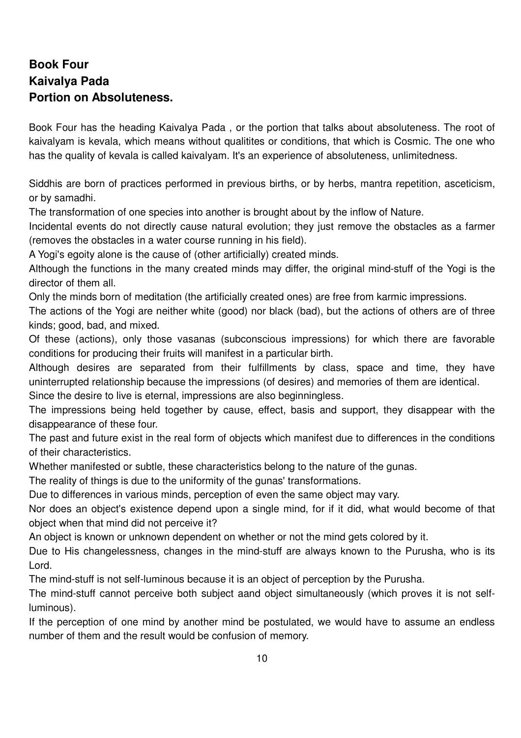## Book Four
## Kaivalya Pada
## Portion on Absoluteness.

Book Four has the heading Kaivalya Pada , or the portion that talks about absoluteness. The root of kaivalyam is kevala, which means without qualitites or conditions, that which is Cosmic. The one who has the quality of kevala is called kaivalyam. It's an experience of absoluteness, unlimitedness.

Siddhis are born of practices performed in previous births, or by herbs, mantra repetition, asceticism, or by samadhi.

The transformation of one species into another is brought about by the inflow of Nature.

Incidental events do not directly cause natural evolution; they just remove the obstacles as a farmer (removes the obstacles in a water course running in his field).

A Yogi's egoity alone is the cause of (other artificially) created minds.

Although the functions in the many created minds may differ, the original mind-stuff of the Yogi is the director of them all.

Only the minds born of meditation (the artificially created ones) are free from karmic impressions.

The actions of the Yogi are neither white (good) nor black (bad), but the actions of others are of three kinds; good, bad, and mixed.

Of these (actions), only those vasanas (subconscious impressions) for which there are favorable conditions for producing their fruits will manifest in a particular birth.

Although desires are separated from their fulfillments by class, space and time, they have uninterrupted relationship because the impressions (of desires) and memories of them are identical.

Since the desire to live is eternal, impressions are also beginningless.

The impressions being held together by cause, effect, basis and support, they disappear with the disappearance of these four.

The past and future exist in the real form of objects which manifest due to differences in the conditions of their characteristics.

Whether manifested or subtle, these characteristics belong to the nature of the gunas.

The reality of things is due to the uniformity of the gunas' transformations.

Due to differences in various minds, perception of even the same object may vary.

Nor does an object's existence depend upon a single mind, for if it did, what would become of that object when that mind did not perceive it?

An object is known or unknown dependent on whether or not the mind gets colored by it.

Due to His changelessness, changes in the mind-stuff are always known to the Purusha, who is its Lord.

The mind-stuff is not self-luminous because it is an object of perception by the Purusha.

The mind-stuff cannot perceive both subject aand object simultaneously (which proves it is not self-luminous).

If the perception of one mind by another mind be postulated, we would have to assume an endless number of them and the result would be confusion of memory.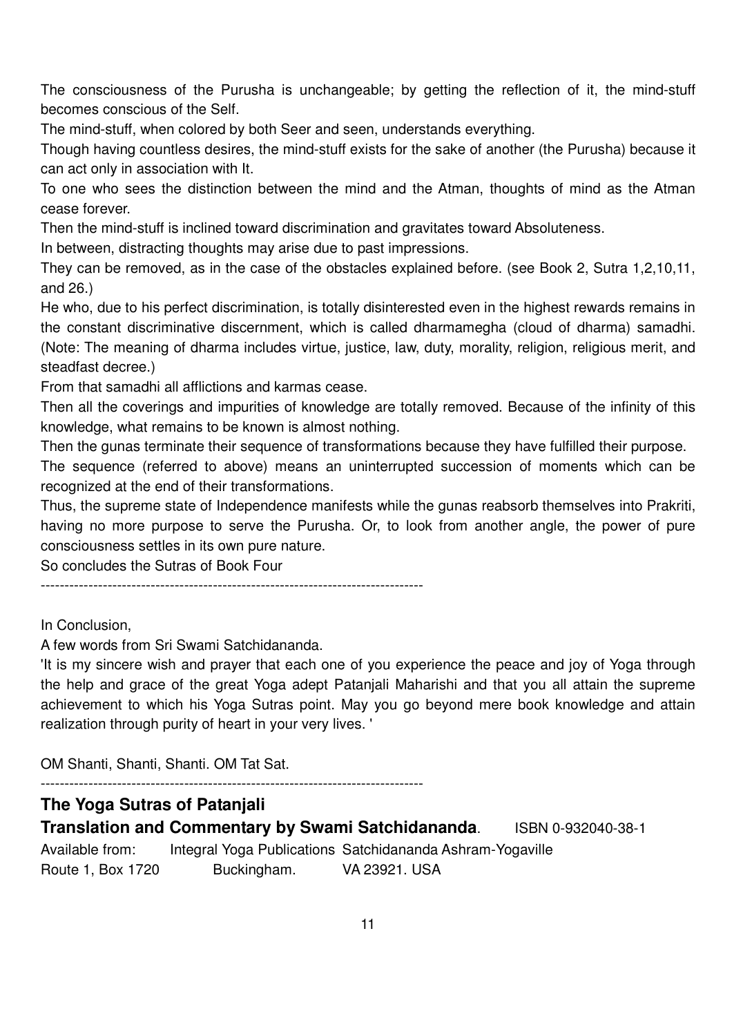The consciousness of the Purusha is unchangeable; by getting the reflection of it, the mind-stuff becomes conscious of the Self.

The mind-stuff, when colored by both Seer and seen, understands everything.

Though having countless desires, the mind-stuff exists for the sake of another (the Purusha) because it can act only in association with It.

To one who sees the distinction between the mind and the Atman, thoughts of mind as the Atman cease forever.

Then the mind-stuff is inclined toward discrimination and gravitates toward Absoluteness.

In between, distracting thoughts may arise due to past impressions.

They can be removed, as in the case of the obstacles explained before. (see Book 2, Sutra 1,2,10,11, and 26.)

He who, due to his perfect discrimination, is totally disinterested even in the highest rewards remains in the constant discriminative discernment, which is called dharmamegha (cloud of dharma) samadhi. (Note: The meaning of dharma includes virtue, justice, law, duty, morality, religion, religious merit, and steadfast decree.)

From that samadhi all afflictions and karmas cease.

Then all the coverings and impurities of knowledge are totally removed. Because of the infinity of this knowledge, what remains to be known is almost nothing.

Then the gunas terminate their sequence of transformations because they have fulfilled their purpose.

The sequence (referred to above) means an uninterrupted succession of moments which can be recognized at the end of their transformations.

Thus, the supreme state of Independence manifests while the gunas reabsorb themselves into Prakriti, having no more purpose to serve the Purusha. Or, to look from another angle, the power of pure consciousness settles in its own pure nature.

So concludes the Sutras of Book Four

--------------------------------------------------------------------------------

In Conclusion,

A few words from Sri Swami Satchidananda.

'It is my sincere wish and prayer that each one of you experience the peace and joy of Yoga through the help and grace of the great Yoga adept Patanjali Maharishi and that you all attain the supreme achievement to which his Yoga Sutras point. May you go beyond mere book knowledge and attain realization through purity of heart in your very lives. '

OM Shanti, Shanti, Shanti. OM Tat Sat.

--------------------------------------------------------------------------------

**The Yoga Sutras of Patanjali**

**Translation and Commentary by Swami Satchidananda**. ISBN 0-932040-38-1

Available from: Integral Yoga Publications Satchidananda Ashram-Yogaville
Route 1, Box 1720 Buckingham. VA 23921. USA